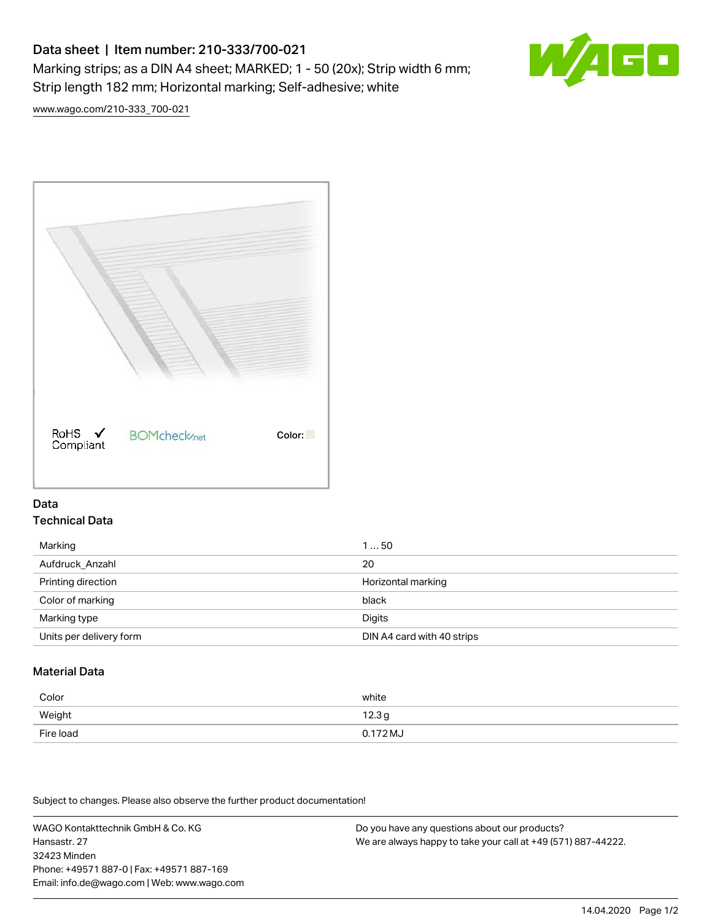# Data sheet | Item number: 210-333/700-021

Marking strips; as a DIN A4 sheet; MARKED; 1 - 50 (20x); Strip width 6 mm; Strip length 182 mm; Horizontal marking; Self-adhesive; white

www.wago.com/210-333_700-021

RoHS Compliant ✓ BOMcheck.net Color:

## Data

### Technical Data

| | |
|---|---|
| Marking | 1 … 50 |
| Aufdruck_Anzahl | 20 |
| Printing direction | Horizontal marking |
| Color of marking | black |
| Marking type | Digits |
| Units per delivery form | DIN A4 card with 40 strips |

### Material Data

| | |
|---|---|
| Color | white |
| Weight | 12.3 g |
| Fire load | 0.172 MJ |

Subject to changes. Please also observe the further product documentation!

WAGO Kontakttechnik GmbH & Co. KG
Hansastr. 27
32423 Minden
Phone: +49571 887-0 | Fax: +49571 887-169
Email: info.de@wago.com | Web: www.wago.com

Do you have any questions about our products?
We are always happy to take your call at +49 (571) 887-44222.

14.04.2020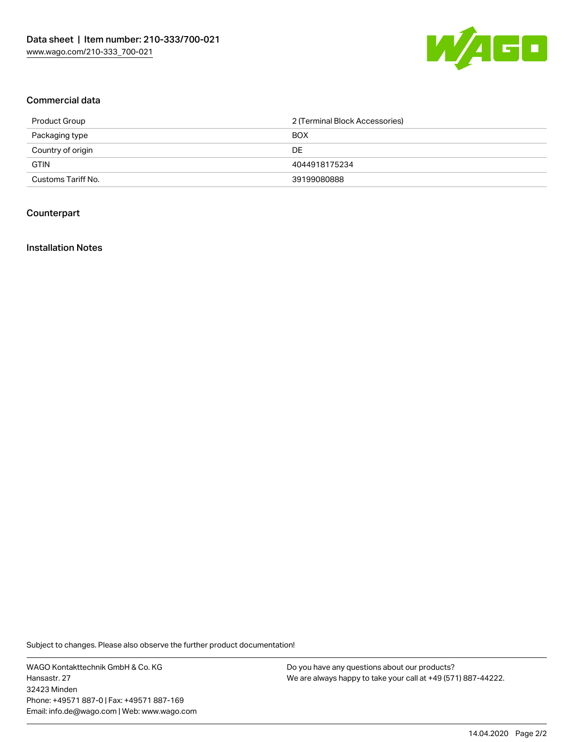## Commercial data

| | |
|---|---|
| Product Group | 2 (Terminal Block Accessories) |
| Packaging type | BOX |
| Country of origin | DE |
| GTIN | 4044918175234 |
| Customs Tariff No. | 39199080888 |

## Counterpart

## Installation Notes

Subject to changes. Please also observe the further product documentation!

WAGO Kontakttechnik GmbH & Co. KG
Hansastr. 27
32423 Minden
Phone: +49571 887-0 | Fax: +49571 887-169
Email: info.de@wago.com | Web: www.wago.com

Do you have any questions about our products?
We are always happy to take your call at +49 (571) 887-44222.

14.04.2020